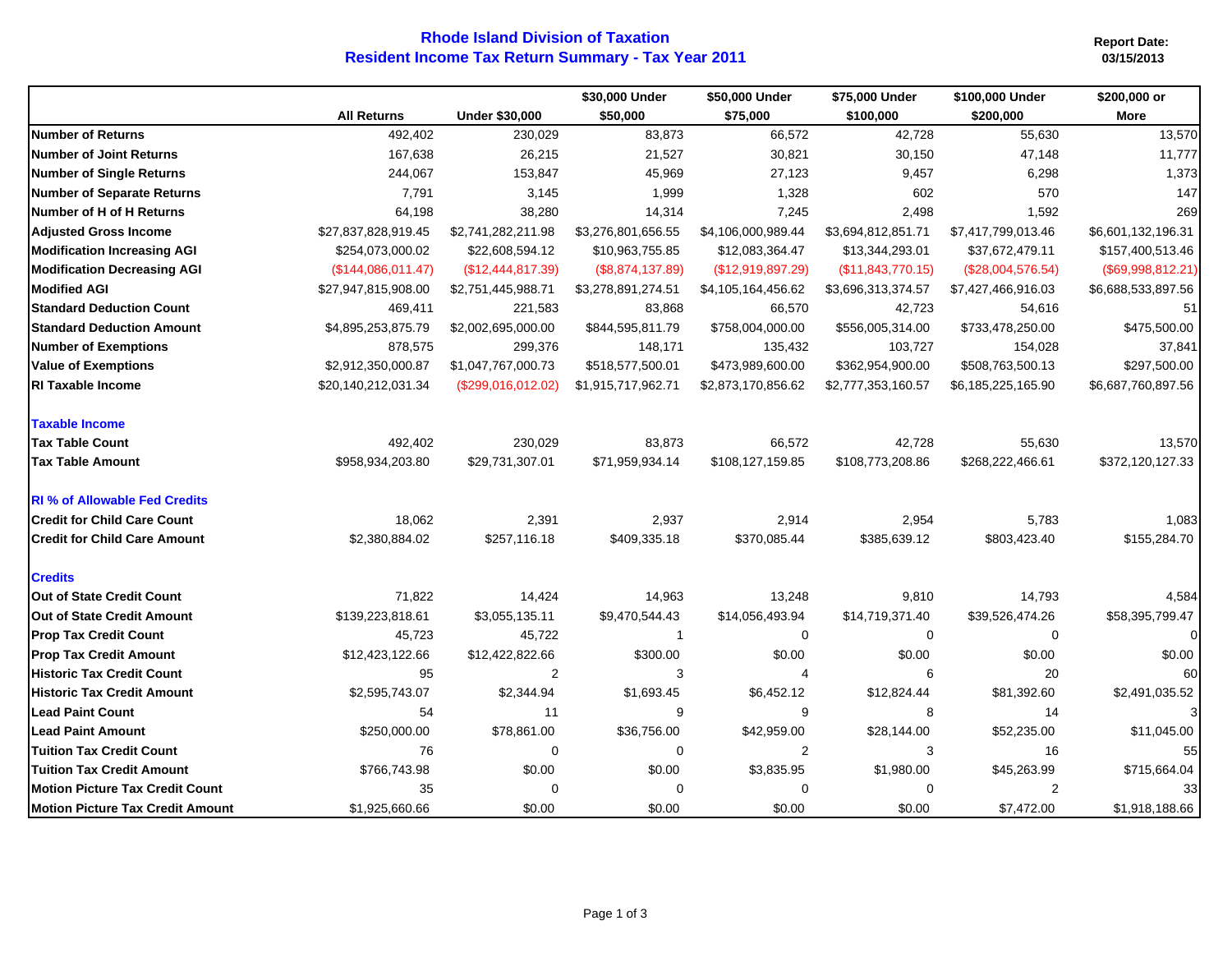# Rhode Island Division of Taxation
## Resident Income Tax Return Summary - Tax Year 2011

Report Date: 03/15/2013

| | All Returns | Under $30,000 | $30,000 Under $50,000 | $50,000 Under $75,000 | $75,000 Under $100,000 | $100,000 Under $200,000 | $200,000 or More |
|---|---|---|---|---|---|---|---|
| **Number of Returns** | 492,402 | 230,029 | 83,873 | 66,572 | 42,728 | 55,630 | 13,570 |
| **Number of Joint Returns** | 167,638 | 26,215 | 21,527 | 30,821 | 30,150 | 47,148 | 11,777 |
| **Number of Single Returns** | 244,067 | 153,847 | 45,969 | 27,123 | 9,457 | 6,298 | 1,373 |
| **Number of Separate Returns** | 7,791 | 3,145 | 1,999 | 1,328 | 602 | 570 | 147 |
| **Number of H of H Returns** | 64,198 | 38,280 | 14,314 | 7,245 | 2,498 | 1,592 | 269 |
| **Adjusted Gross Income** | $27,837,828,919.45 | $2,741,282,211.98 | $3,276,801,656.55 | $4,106,000,989.44 | $3,694,812,851.71 | $7,417,799,013.46 | $6,601,132,196.31 |
| **Modification Increasing AGI** | $254,073,000.02 | $22,608,594.12 | $10,963,755.85 | $12,083,364.47 | $13,344,293.01 | $37,672,479.11 | $157,400,513.46 |
| **Modification Decreasing AGI** | ($144,086,011.47) | ($12,444,817.39) | ($8,874,137.89) | ($12,919,897.29) | ($11,843,770.15) | ($28,004,576.54) | ($69,998,812.21) |
| **Modified AGI** | $27,947,815,908.00 | $2,751,445,988.71 | $3,278,891,274.51 | $4,105,164,456.62 | $3,696,313,374.57 | $7,427,466,916.03 | $6,688,533,897.56 |
| **Standard Deduction Count** | 469,411 | 221,583 | 83,868 | 66,570 | 42,723 | 54,616 | 51 |
| **Standard Deduction Amount** | $4,895,253,875.79 | $2,002,695,000.00 | $844,595,811.79 | $758,004,000.00 | $556,005,314.00 | $733,478,250.00 | $475,500.00 |
| **Number of Exemptions** | 878,575 | 299,376 | 148,171 | 135,432 | 103,727 | 154,028 | 37,841 |
| **Value of Exemptions** | $2,912,350,000.87 | $1,047,767,000.73 | $518,577,500.01 | $473,989,600.00 | $362,954,900.00 | $508,763,500.13 | $297,500.00 |
| **RI Taxable Income** | $20,140,212,031.34 | ($299,016,012.02) | $1,915,717,962.71 | $2,873,170,856.62 | $2,777,353,160.57 | $6,185,225,165.90 | $6,687,760,897.56 |
| **Taxable Income** | | | | | | | |
| **Tax Table Count** | 492,402 | 230,029 | 83,873 | 66,572 | 42,728 | 55,630 | 13,570 |
| **Tax Table Amount** | $958,934,203.80 | $29,731,307.01 | $71,959,934.14 | $108,127,159.85 | $108,773,208.86 | $268,222,466.61 | $372,120,127.33 |
| **RI % of Allowable Fed Credits** | | | | | | | |
| **Credit for Child Care Count** | 18,062 | 2,391 | 2,937 | 2,914 | 2,954 | 5,783 | 1,083 |
| **Credit for Child Care Amount** | $2,380,884.02 | $257,116.18 | $409,335.18 | $370,085.44 | $385,639.12 | $803,423.40 | $155,284.70 |
| **Credits** | | | | | | | |
| **Out of State Credit Count** | 71,822 | 14,424 | 14,963 | 13,248 | 9,810 | 14,793 | 4,584 |
| **Out of State Credit Amount** | $139,223,818.61 | $3,055,135.11 | $9,470,544.43 | $14,056,493.94 | $14,719,371.40 | $39,526,474.26 | $58,395,799.47 |
| **Prop Tax Credit Count** | 45,723 | 45,722 | 1 | 0 | 0 | 0 | 0 |
| **Prop Tax Credit Amount** | $12,423,122.66 | $12,422,822.66 | $300.00 | $0.00 | $0.00 | $0.00 | $0.00 |
| **Historic Tax Credit Count** | 95 | 2 | 3 | 4 | 6 | 20 | 60 |
| **Historic Tax Credit Amount** | $2,595,743.07 | $2,344.94 | $1,693.45 | $6,452.12 | $12,824.44 | $81,392.60 | $2,491,035.52 |
| **Lead Paint Count** | 54 | 11 | 9 | 9 | 8 | 14 | 3 |
| **Lead Paint Amount** | $250,000.00 | $78,861.00 | $36,756.00 | $42,959.00 | $28,144.00 | $52,235.00 | $11,045.00 |
| **Tuition Tax Credit Count** | 76 | 0 | 0 | 2 | 3 | 16 | 55 |
| **Tuition Tax Credit Amount** | $766,743.98 | $0.00 | $0.00 | $3,835.95 | $1,980.00 | $45,263.99 | $715,664.04 |
| **Motion Picture Tax Credit Count** | 35 | 0 | 0 | 0 | 0 | 2 | 33 |
| **Motion Picture Tax Credit Amount** | $1,925,660.66 | $0.00 | $0.00 | $0.00 | $0.00 | $7,472.00 | $1,918,188.66 |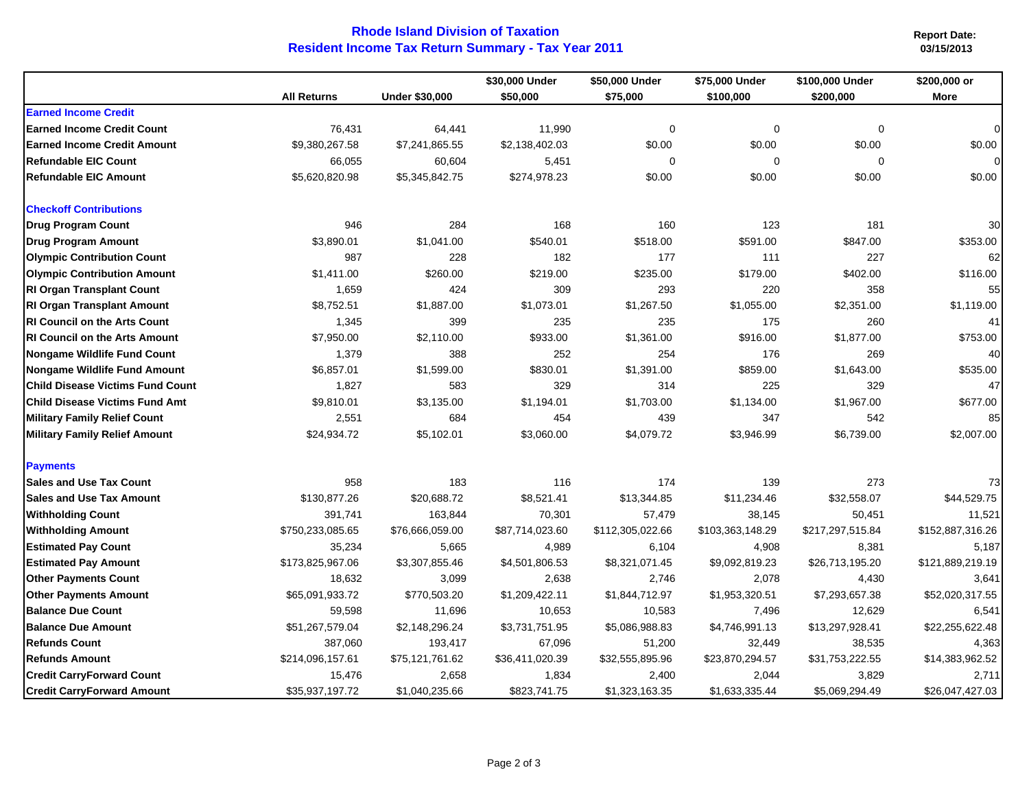# Rhode Island Division of Taxation
## Resident Income Tax Return Summary - Tax Year 2011

**Report Date: 03/15/2013**

| | All Returns | Under $30,000 | $30,000 Under $50,000 | $50,000 Under $75,000 | $75,000 Under $100,000 | $100,000 Under $200,000 | $200,000 or More |
|---|---|---|---|---|---|---|---|
| **Earned Income Credit** | | | | | | | |
| **Earned Income Credit Count** | 76,431 | 64,441 | 11,990 | 0 | 0 | 0 | 0 |
| **Earned Income Credit Amount** | $9,380,267.58 | $7,241,865.55 | $2,138,402.03 | $0.00 | $0.00 | $0.00 | $0.00 |
| **Refundable EIC Count** | 66,055 | 60,604 | 5,451 | 0 | 0 | 0 | 0 |
| **Refundable EIC Amount** | $5,620,820.98 | $5,345,842.75 | $274,978.23 | $0.00 | $0.00 | $0.00 | $0.00 |
| **Checkoff Contributions** | | | | | | | |
| **Drug Program Count** | 946 | 284 | 168 | 160 | 123 | 181 | 30 |
| **Drug Program Amount** | $3,890.01 | $1,041.00 | $540.01 | $518.00 | $591.00 | $847.00 | $353.00 |
| **Olympic Contribution Count** | 987 | 228 | 182 | 177 | 111 | 227 | 62 |
| **Olympic Contribution Amount** | $1,411.00 | $260.00 | $219.00 | $235.00 | $179.00 | $402.00 | $116.00 |
| **RI Organ Transplant Count** | 1,659 | 424 | 309 | 293 | 220 | 358 | 55 |
| **RI Organ Transplant Amount** | $8,752.51 | $1,887.00 | $1,073.01 | $1,267.50 | $1,055.00 | $2,351.00 | $1,119.00 |
| **RI Council on the Arts Count** | 1,345 | 399 | 235 | 235 | 175 | 260 | 41 |
| **RI Council on the Arts Amount** | $7,950.00 | $2,110.00 | $933.00 | $1,361.00 | $916.00 | $1,877.00 | $753.00 |
| **Nongame Wildlife Fund Count** | 1,379 | 388 | 252 | 254 | 176 | 269 | 40 |
| **Nongame Wildlife Fund Amount** | $6,857.01 | $1,599.00 | $830.01 | $1,391.00 | $859.00 | $1,643.00 | $535.00 |
| **Child Disease Victims Fund Count** | 1,827 | 583 | 329 | 314 | 225 | 329 | 47 |
| **Child Disease Victims Fund Amt** | $9,810.01 | $3,135.00 | $1,194.01 | $1,703.00 | $1,134.00 | $1,967.00 | $677.00 |
| **Military Family Relief Count** | 2,551 | 684 | 454 | 439 | 347 | 542 | 85 |
| **Military Family Relief Amount** | $24,934.72 | $5,102.01 | $3,060.00 | $4,079.72 | $3,946.99 | $6,739.00 | $2,007.00 |
| **Payments** | | | | | | | |
| **Sales and Use Tax Count** | 958 | 183 | 116 | 174 | 139 | 273 | 73 |
| **Sales and Use Tax Amount** | $130,877.26 | $20,688.72 | $8,521.41 | $13,344.85 | $11,234.46 | $32,558.07 | $44,529.75 |
| **Withholding Count** | 391,741 | 163,844 | 70,301 | 57,479 | 38,145 | 50,451 | 11,521 |
| **Withholding Amount** | $750,233,085.65 | $76,666,059.00 | $87,714,023.60 | $112,305,022.66 | $103,363,148.29 | $217,297,515.84 | $152,887,316.26 |
| **Estimated Pay Count** | 35,234 | 5,665 | 4,989 | 6,104 | 4,908 | 8,381 | 5,187 |
| **Estimated Pay Amount** | $173,825,967.06 | $3,307,855.46 | $4,501,806.53 | $8,321,071.45 | $9,092,819.23 | $26,713,195.20 | $121,889,219.19 |
| **Other Payments Count** | 18,632 | 3,099 | 2,638 | 2,746 | 2,078 | 4,430 | 3,641 |
| **Other Payments Amount** | $65,091,933.72 | $770,503.20 | $1,209,422.11 | $1,844,712.97 | $1,953,320.51 | $7,293,657.38 | $52,020,317.55 |
| **Balance Due Count** | 59,598 | 11,696 | 10,653 | 10,583 | 7,496 | 12,629 | 6,541 |
| **Balance Due Amount** | $51,267,579.04 | $2,148,296.24 | $3,731,751.95 | $5,086,988.83 | $4,746,991.13 | $13,297,928.41 | $22,255,622.48 |
| **Refunds Count** | 387,060 | 193,417 | 67,096 | 51,200 | 32,449 | 38,535 | 4,363 |
| **Refunds Amount** | $214,096,157.61 | $75,121,761.62 | $36,411,020.39 | $32,555,895.96 | $23,870,294.57 | $31,753,222.55 | $14,383,962.52 |
| **Credit CarryForward Count** | 15,476 | 2,658 | 1,834 | 2,400 | 2,044 | 3,829 | 2,711 |
| **Credit CarryForward Amount** | $35,937,197.72 | $1,040,235.66 | $823,741.75 | $1,323,163.35 | $1,633,335.44 | $5,069,294.49 | $26,047,427.03 |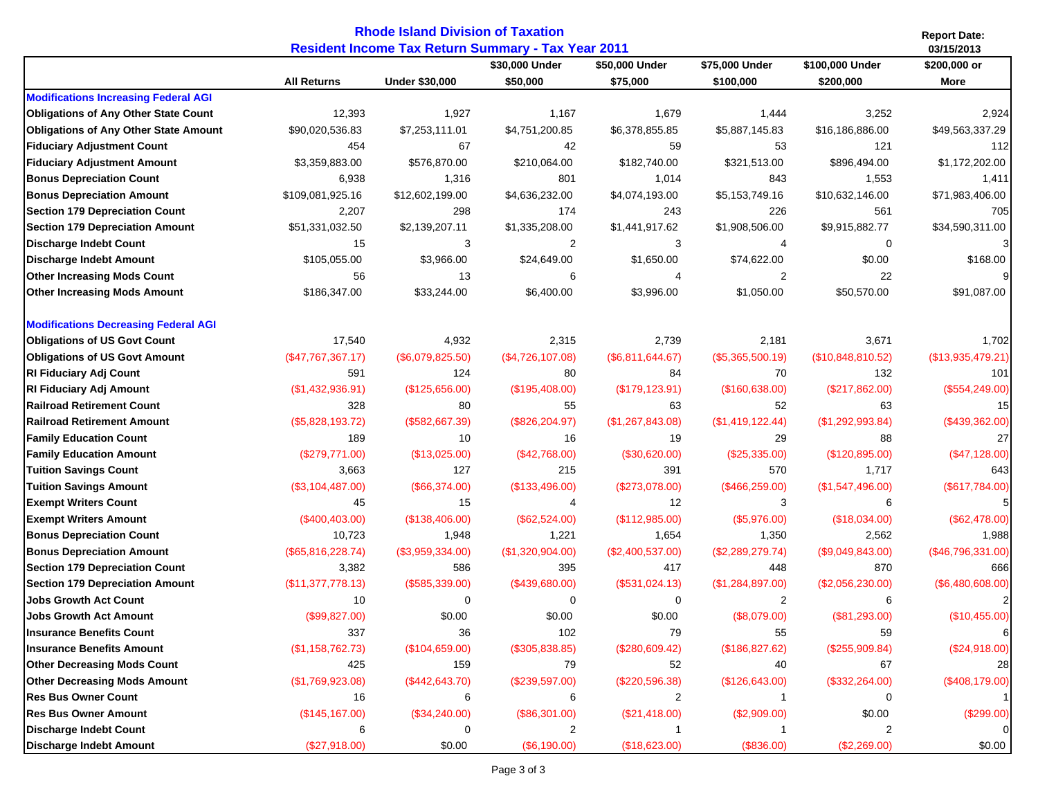# Rhode Island Division of Taxation

## Resident Income Tax Return Summary - Tax Year 2011

Report Date: 03/15/2013

| | All Returns | Under $30,000 | $30,000 Under $50,000 | $50,000 Under $75,000 | $75,000 Under $100,000 | $100,000 Under $200,000 | $200,000 or More |
|---|---|---|---|---|---|---|---|
| **Modifications Increasing Federal AGI** | | | | | | | |
| **Obligations of Any Other State Count** | 12,393 | 1,927 | 1,167 | 1,679 | 1,444 | 3,252 | 2,924 |
| **Obligations of Any Other State Amount** | $90,020,536.83 | $7,253,111.01 | $4,751,200.85 | $6,378,855.85 | $5,887,145.83 | $16,186,886.00 | $49,563,337.29 |
| **Fiduciary Adjustment Count** | 454 | 67 | 42 | 59 | 53 | 121 | 112 |
| **Fiduciary Adjustment Amount** | $3,359,883.00 | $576,870.00 | $210,064.00 | $182,740.00 | $321,513.00 | $896,494.00 | $1,172,202.00 |
| **Bonus Depreciation Count** | 6,938 | 1,316 | 801 | 1,014 | 843 | 1,553 | 1,411 |
| **Bonus Depreciation Amount** | $109,081,925.16 | $12,602,199.00 | $4,636,232.00 | $4,074,193.00 | $5,153,749.16 | $10,632,146.00 | $71,983,406.00 |
| **Section 179 Depreciation Count** | 2,207 | 298 | 174 | 243 | 226 | 561 | 705 |
| **Section 179 Depreciation Amount** | $51,331,032.50 | $2,139,207.11 | $1,335,208.00 | $1,441,917.62 | $1,908,506.00 | $9,915,882.77 | $34,590,311.00 |
| **Discharge Indebt Count** | 15 | 3 | 2 | 3 | 4 | 0 | 3 |
| **Discharge Indebt Amount** | $105,055.00 | $3,966.00 | $24,649.00 | $1,650.00 | $74,622.00 | $0.00 | $168.00 |
| **Other Increasing Mods Count** | 56 | 13 | 6 | 4 | 2 | 22 | 9 |
| **Other Increasing Mods Amount** | $186,347.00 | $33,244.00 | $6,400.00 | $3,996.00 | $1,050.00 | $50,570.00 | $91,087.00 |
| **Modifications Decreasing Federal AGI** | | | | | | | |
| **Obligations of US Govt Count** | 17,540 | 4,932 | 2,315 | 2,739 | 2,181 | 3,671 | 1,702 |
| **Obligations of US Govt Amount** | ($47,767,367.17) | ($6,079,825.50) | ($4,726,107.08) | ($6,811,644.67) | ($5,365,500.19) | ($10,848,810.52) | ($13,935,479.21) |
| **RI Fiduciary Adj Count** | 591 | 124 | 80 | 84 | 70 | 132 | 101 |
| **RI Fiduciary Adj Amount** | ($1,432,936.91) | ($125,656.00) | ($195,408.00) | ($179,123.91) | ($160,638.00) | ($217,862.00) | ($554,249.00) |
| **Railroad Retirement Count** | 328 | 80 | 55 | 63 | 52 | 63 | 15 |
| **Railroad Retirement Amount** | ($5,828,193.72) | ($582,667.39) | ($826,204.97) | ($1,267,843.08) | ($1,419,122.44) | ($1,292,993.84) | ($439,362.00) |
| **Family Education Count** | 189 | 10 | 16 | 19 | 29 | 88 | 27 |
| **Family Education Amount** | ($279,771.00) | ($13,025.00) | ($42,768.00) | ($30,620.00) | ($25,335.00) | ($120,895.00) | ($47,128.00) |
| **Tuition Savings Count** | 3,663 | 127 | 215 | 391 | 570 | 1,717 | 643 |
| **Tuition Savings Amount** | ($3,104,487.00) | ($66,374.00) | ($133,496.00) | ($273,078.00) | ($466,259.00) | ($1,547,496.00) | ($617,784.00) |
| **Exempt Writers Count** | 45 | 15 | 4 | 12 | 3 | 6 | 5 |
| **Exempt Writers Amount** | ($400,403.00) | ($138,406.00) | ($62,524.00) | ($112,985.00) | ($5,976.00) | ($18,034.00) | ($62,478.00) |
| **Bonus Depreciation Count** | 10,723 | 1,948 | 1,221 | 1,654 | 1,350 | 2,562 | 1,988 |
| **Bonus Depreciation Amount** | ($65,816,228.74) | ($3,959,334.00) | ($1,320,904.00) | ($2,400,537.00) | ($2,289,279.74) | ($9,049,843.00) | ($46,796,331.00) |
| **Section 179 Depreciation Count** | 3,382 | 586 | 395 | 417 | 448 | 870 | 666 |
| **Section 179 Depreciation Amount** | ($11,377,778.13) | ($585,339.00) | ($439,680.00) | ($531,024.13) | ($1,284,897.00) | ($2,056,230.00) | ($6,480,608.00) |
| **Jobs Growth Act Count** | 10 | 0 | 0 | 0 | 2 | 6 | 2 |
| **Jobs Growth Act Amount** | ($99,827.00) | $0.00 | $0.00 | $0.00 | ($8,079.00) | ($81,293.00) | ($10,455.00) |
| **Insurance Benefits Count** | 337 | 36 | 102 | 79 | 55 | 59 | 6 |
| **Insurance Benefits Amount** | ($1,158,762.73) | ($104,659.00) | ($305,838.85) | ($280,609.42) | ($186,827.62) | ($255,909.84) | ($24,918.00) |
| **Other Decreasing Mods Count** | 425 | 159 | 79 | 52 | 40 | 67 | 28 |
| **Other Decreasing Mods Amount** | ($1,769,923.08) | ($442,643.70) | ($239,597.00) | ($220,596.38) | ($126,643.00) | ($332,264.00) | ($408,179.00) |
| **Res Bus Owner Count** | 16 | 6 | 6 | 2 | 1 | 0 | 1 |
| **Res Bus Owner Amount** | ($145,167.00) | ($34,240.00) | ($86,301.00) | ($21,418.00) | ($2,909.00) | $0.00 | ($299.00) |
| **Discharge Indebt Count** | 6 | 0 | 2 | 1 | 1 | 2 | 0 |
| **Discharge Indebt Amount** | ($27,918.00) | $0.00 | ($6,190.00) | ($18,623.00) | ($836.00) | ($2,269.00) | $0.00 |